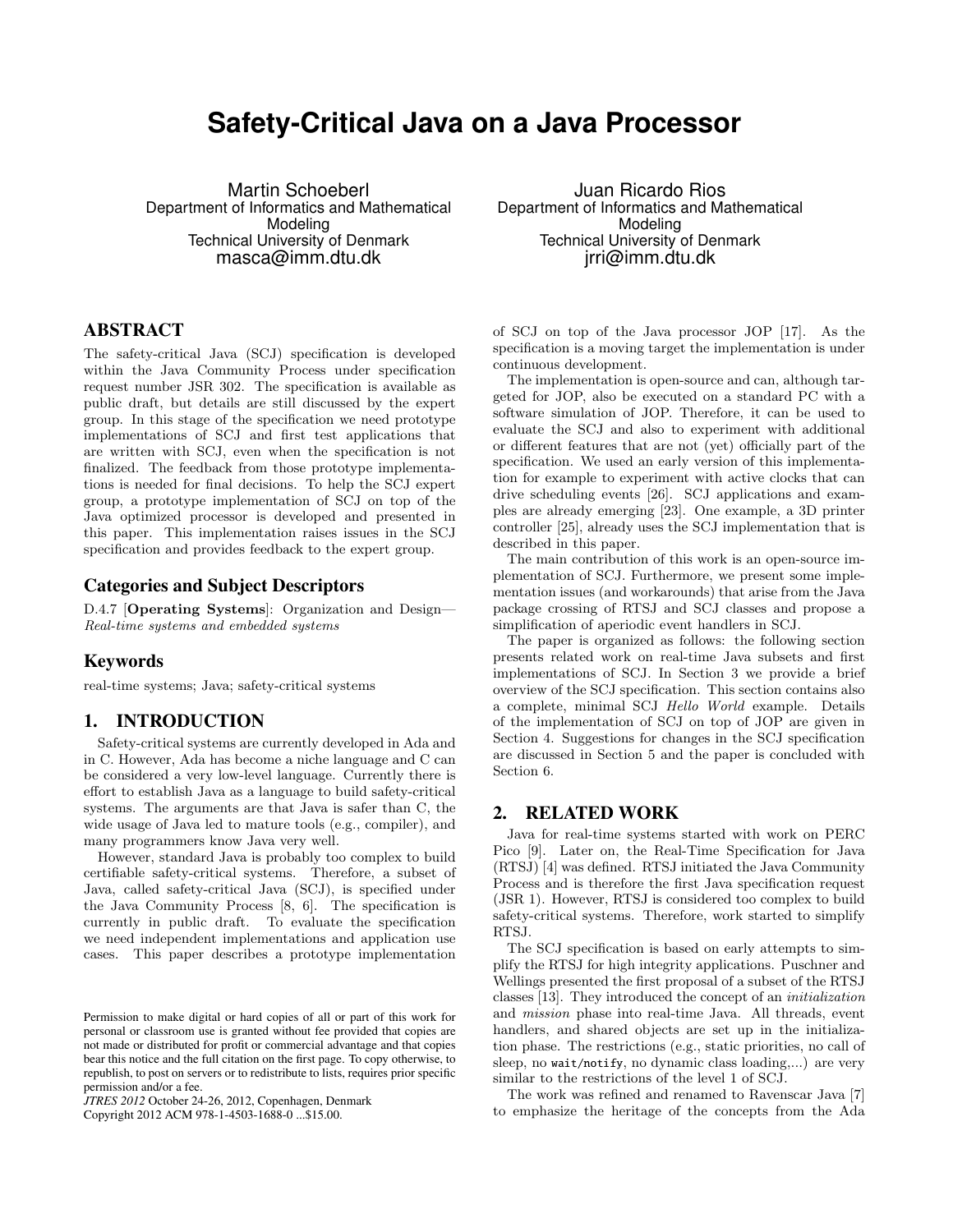# Safety-Critical Java on a Java Processor

Martin Schoeberl
Department of Informatics and Mathematical Modeling
Technical University of Denmark
masca@imm.dtu.dk

Juan Ricardo Rios
Department of Informatics and Mathematical Modeling
Technical University of Denmark
jrri@imm.dtu.dk

## ABSTRACT

The safety-critical Java (SCJ) specification is developed within the Java Community Process under specification request number JSR 302. The specification is available as public draft, but details are still discussed by the expert group. In this stage of the specification we need prototype implementations of SCJ and first test applications that are written with SCJ, even when the specification is not finalized. The feedback from those prototype implementations is needed for final decisions. To help the SCJ expert group, a prototype implementation of SCJ on top of the Java optimized processor is developed and presented in this paper. This implementation raises issues in the SCJ specification and provides feedback to the expert group.

### Categories and Subject Descriptors

D.4.7 [**Operating Systems**]: Organization and Design—*Real-time systems and embedded systems*

### Keywords

real-time systems; Java; safety-critical systems

## 1. INTRODUCTION

Safety-critical systems are currently developed in Ada and in C. However, Ada has become a niche language and C can be considered a very low-level language. Currently there is effort to establish Java as a language to build safety-critical systems. The arguments are that Java is safer than C, the wide usage of Java led to mature tools (e.g., compiler), and many programmers know Java very well.

However, standard Java is probably too complex to build certifiable safety-critical systems. Therefore, a subset of Java, called safety-critical Java (SCJ), is specified under the Java Community Process [8, 6]. The specification is currently in public draft. To evaluate the specification we need independent implementations and application use cases. This paper describes a prototype implementation of SCJ on top of the Java processor JOP [17]. As the specification is a moving target the implementation is under continuous development.

The implementation is open-source and can, although targeted for JOP, also be executed on a standard PC with a software simulation of JOP. Therefore, it can be used to evaluate the SCJ and also to experiment with additional or different features that are not (yet) officially part of the specification. We used an early version of this implementation for example to experiment with active clocks that can drive scheduling events [26]. SCJ applications and examples are already emerging [23]. One example, a 3D printer controller [25], already uses the SCJ implementation that is described in this paper.

The main contribution of this work is an open-source implementation of SCJ. Furthermore, we present some implementation issues (and workarounds) that arise from the Java package crossing of RTSJ and SCJ classes and propose a simplification of aperiodic event handlers in SCJ.

The paper is organized as follows: the following section presents related work on real-time Java subsets and first implementations of SCJ. In Section 3 we provide a brief overview of the SCJ specification. This section contains also a complete, minimal SCJ *Hello World* example. Details of the implementation of SCJ on top of JOP are given in Section 4. Suggestions for changes in the SCJ specification are discussed in Section 5 and the paper is concluded with Section 6.

## 2. RELATED WORK

Java for real-time systems started with work on PERC Pico [9]. Later on, the Real-Time Specification for Java (RTSJ) [4] was defined. RTSJ initiated the Java Community Process and is therefore the first Java specification request (JSR 1). However, RTSJ is considered too complex to build safety-critical systems. Therefore, work started to simplify RTSJ.

The SCJ specification is based on early attempts to simplify the RTSJ for high integrity applications. Puschner and Wellings presented the first proposal of a subset of the RTSJ classes [13]. They introduced the concept of an *initialization* and *mission* phase into real-time Java. All threads, event handlers, and shared objects are set up in the initialization phase. The restrictions (e.g., static priorities, no call of sleep, no `wait/notify`, no dynamic class loading,...) are very similar to the restrictions of the level 1 of SCJ.

The work was refined and renamed to Ravenscar Java [7] to emphasize the heritage of the concepts from the Ada

Permission to make digital or hard copies of all or part of this work for personal or classroom use is granted without fee provided that copies are not made or distributed for profit or commercial advantage and that copies bear this notice and the full citation on the first page. To copy otherwise, to republish, to post on servers or to redistribute to lists, requires prior specific permission and/or a fee.
*JTRES 2012* October 24-26, 2012, Copenhagen, Denmark
Copyright 2012 ACM 978-1-4503-1688-0 ...$15.00.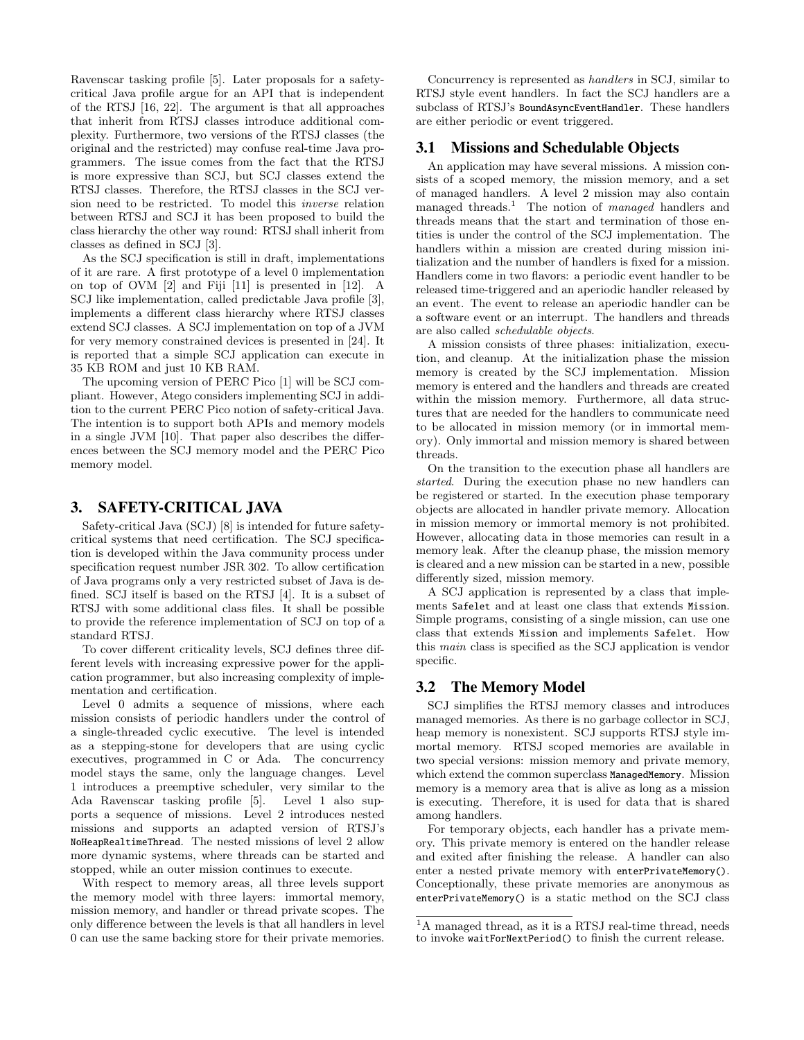Ravenscar tasking profile [5]. Later proposals for a safety-critical Java profile argue for an API that is independent of the RTSJ [16, 22]. The argument is that all approaches that inherit from RTSJ classes introduce additional complexity. Furthermore, two versions of the RTSJ classes (the original and the restricted) may confuse real-time Java programmers. The issue comes from the fact that the RTSJ is more expressive than SCJ, but SCJ classes extend the RTSJ classes. Therefore, the RTSJ classes in the SCJ version need to be restricted. To model this *inverse* relation between RTSJ and SCJ it has been proposed to build the class hierarchy the other way round: RTSJ shall inherit from classes as defined in SCJ [3].

As the SCJ specification is still in draft, implementations of it are rare. A first prototype of a level 0 implementation on top of OVM [2] and Fiji [11] is presented in [12]. A SCJ like implementation, called predictable Java profile [3], implements a different class hierarchy where RTSJ classes extend SCJ classes. A SCJ implementation on top of a JVM for very memory constrained devices is presented in [24]. It is reported that a simple SCJ application can execute in 35 KB ROM and just 10 KB RAM.

The upcoming version of PERC Pico [1] will be SCJ compliant. However, Atego considers implementing SCJ in addition to the current PERC Pico notion of safety-critical Java. The intention is to support both APIs and memory models in a single JVM [10]. That paper also describes the differences between the SCJ memory model and the PERC Pico memory model.

# 3. SAFETY-CRITICAL JAVA

Safety-critical Java (SCJ) [8] is intended for future safety-critical systems that need certification. The SCJ specification is developed within the Java community process under specification request number JSR 302. To allow certification of Java programs only a very restricted subset of Java is defined. SCJ itself is based on the RTSJ [4]. It is a subset of RTSJ with some additional class files. It shall be possible to provide the reference implementation of SCJ on top of a standard RTSJ.

To cover different criticality levels, SCJ defines three different levels with increasing expressive power for the application programmer, but also increasing complexity of implementation and certification.

Level 0 admits a sequence of missions, where each mission consists of periodic handlers under the control of a single-threaded cyclic executive. The level is intended as a stepping-stone for developers that are using cyclic executives, programmed in C or Ada. The concurrency model stays the same, only the language changes. Level 1 introduces a preemptive scheduler, very similar to the Ada Ravenscar tasking profile [5]. Level 1 also supports a sequence of missions. Level 2 introduces nested missions and supports an adapted version of RTSJ's `NoHeapRealtimeThread`. The nested missions of level 2 allow more dynamic systems, where threads can be started and stopped, while an outer mission continues to execute.

With respect to memory areas, all three levels support the memory model with three layers: immortal memory, mission memory, and handler or thread private scopes. The only difference between the levels is that all handlers in level 0 can use the same backing store for their private memories.

Concurrency is represented as *handlers* in SCJ, similar to RTSJ style event handlers. In fact the SCJ handlers are a subclass of RTSJ's `BoundAsyncEventHandler`. These handlers are either periodic or event triggered.

## 3.1 Missions and Schedulable Objects

An application may have several missions. A mission consists of a scoped memory, the mission memory, and a set of managed handlers. A level 2 mission may also contain managed threads.[1] The notion of *managed* handlers and threads means that the start and termination of those entities is under the control of the SCJ implementation. The handlers within a mission are created during mission initialization and the number of handlers is fixed for a mission. Handlers come in two flavors: a periodic event handler to be released time-triggered and an aperiodic handler released by an event. The event to release an aperiodic handler can be a software event or an interrupt. The handlers and threads are also called *schedulable objects*.

A mission consists of three phases: initialization, execution, and cleanup. At the initialization phase the mission memory is created by the SCJ implementation. Mission memory is entered and the handlers and threads are created within the mission memory. Furthermore, all data structures that are needed for the handlers to communicate need to be allocated in mission memory (or in immortal memory). Only immortal and mission memory is shared between threads.

On the transition to the execution phase all handlers are *started*. During the execution phase no new handlers can be registered or started. In the execution phase temporary objects are allocated in handler private memory. Allocation in mission memory or immortal memory is not prohibited. However, allocating data in those memories can result in a memory leak. After the cleanup phase, the mission memory is cleared and a new mission can be started in a new, possible differently sized, mission memory.

A SCJ application is represented by a class that implements `Safelet` and at least one class that extends `Mission`. Simple programs, consisting of a single mission, can use one class that extends `Mission` and implements `Safelet`. How this *main* class is specified as the SCJ application is vendor specific.

## 3.2 The Memory Model

SCJ simplifies the RTSJ memory classes and introduces managed memories. As there is no garbage collector in SCJ, heap memory is nonexistent. SCJ supports RTSJ style immortal memory. RTSJ scoped memories are available in two special versions: mission memory and private memory, which extend the common superclass `ManagedMemory`. Mission memory is a memory area that is alive as long as a mission is executing. Therefore, it is used for data that is shared among handlers.

For temporary objects, each handler has a private memory. This private memory is entered on the handler release and exited after finishing the release. A handler can also enter a nested private memory with `enterPrivateMemory()`. Conceptionally, these private memories are anonymous as `enterPrivateMemory()` is a static method on the SCJ class

[1] A managed thread, as it is a RTSJ real-time thread, needs to invoke `waitForNextPeriod()` to finish the current release.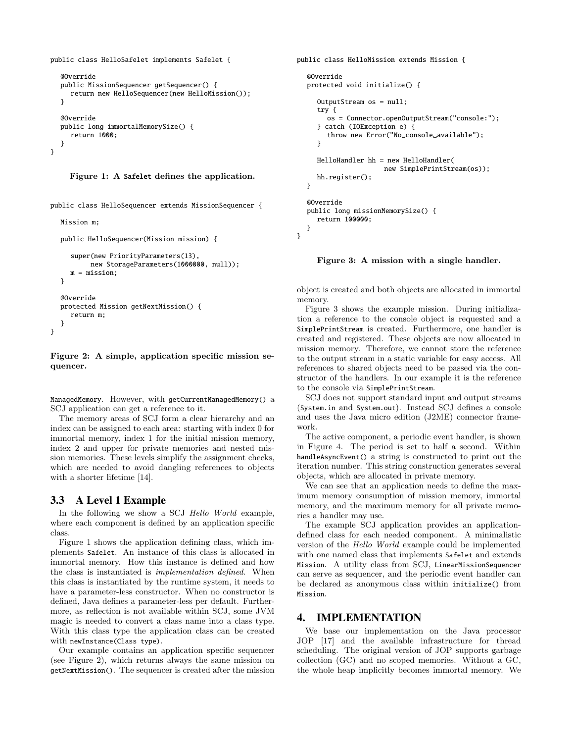```java
public class HelloSafelet implements Safelet {

   @Override
   public MissionSequencer getSequencer() {
      return new HelloSequencer(new HelloMission());
   }

   @Override
   public long immortalMemorySize() {
      return 1000;
   }
}
```

**Figure 1: A Safelet defines the application.**

```java
public class HelloSequencer extends MissionSequencer {

   Mission m;

   public HelloSequencer(Mission mission) {

      super(new PriorityParameters(13),
            new StorageParameters(1000000, null));
      m = mission;
   }

   @Override
   protected Mission getNextMission() {
      return m;
   }
}
```

**Figure 2: A simple, application specific mission sequencer.**

ManagedMemory. However, with getCurrentManagedMemory() a SCJ application can get a reference to it.

The memory areas of SCJ form a clear hierarchy and an index can be assigned to each area: starting with index 0 for immortal memory, index 1 for the initial mission memory, index 2 and upper for private memories and nested mission memories. These levels simplify the assignment checks, which are needed to avoid dangling references to objects with a shorter lifetime [14].

## 3.3 A Level 1 Example

In the following we show a SCJ *Hello World* example, where each component is defined by an application specific class.

Figure 1 shows the application defining class, which implements Safelet. An instance of this class is allocated in immortal memory. How this instance is defined and how the class is instantiated is *implementation defined*. When this class is instantiated by the runtime system, it needs to have a parameter-less constructor. When no constructor is defined, Java defines a parameter-less per default. Furthermore, as reflection is not available within SCJ, some JVM magic is needed to convert a class name into a class type. With this class type the application class can be created with newInstance(Class type).

Our example contains an application specific sequencer (see Figure 2), which returns always the same mission on getNextMission(). The sequencer is created after the mission object is created and both objects are allocated in immortal memory.

```java
public class HelloMission extends Mission {

   @Override
   protected void initialize() {

      OutputStream os = null;
      try {
         os = Connector.openOutputStream("console:");
      } catch (IOException e) {
         throw new Error("No console available");
      }

      HelloHandler hh = new HelloHandler(
                     new SimplePrintStream(os));
      hh.register();
   }

   @Override
   public long missionMemorySize() {
      return 100000;
   }
}
```

**Figure 3: A mission with a single handler.**

Figure 3 shows the example mission. During initialization a reference to the console object is requested and a SimplePrintStream is created. Furthermore, one handler is created and registered. These objects are now allocated in mission memory. Therefore, we cannot store the reference to the output stream in a static variable for easy access. All references to shared objects need to be passed via the constructor of the handlers. In our example it is the reference to the console via SimplePrintStream.

SCJ does not support standard input and output streams (System.in and System.out). Instead SCJ defines a console and uses the Java micro edition (J2ME) connector framework.

The active component, a periodic event handler, is shown in Figure 4. The period is set to half a second. Within handleAsyncEvent() a string is constructed to print out the iteration number. This string construction generates several objects, which are allocated in private memory.

We can see that an application needs to define the maximum memory consumption of mission memory, immortal memory, and the maximum memory for all private memories a handler may use.

The example SCJ application provides an application-defined class for each needed component. A minimalistic version of the *Hello World* example could be implemented with one named class that implements Safelet and extends Mission. A utility class from SCJ, LinearMissionSequencer can serve as sequencer, and the periodic event handler can be declared as anonymous class within initialize() from Mission.

# 4. IMPLEMENTATION

We base our implementation on the Java processor JOP [17] and the available infrastructure for thread scheduling. The original version of JOP supports garbage collection (GC) and no scoped memories. Without a GC, the whole heap implicitly becomes immortal memory. We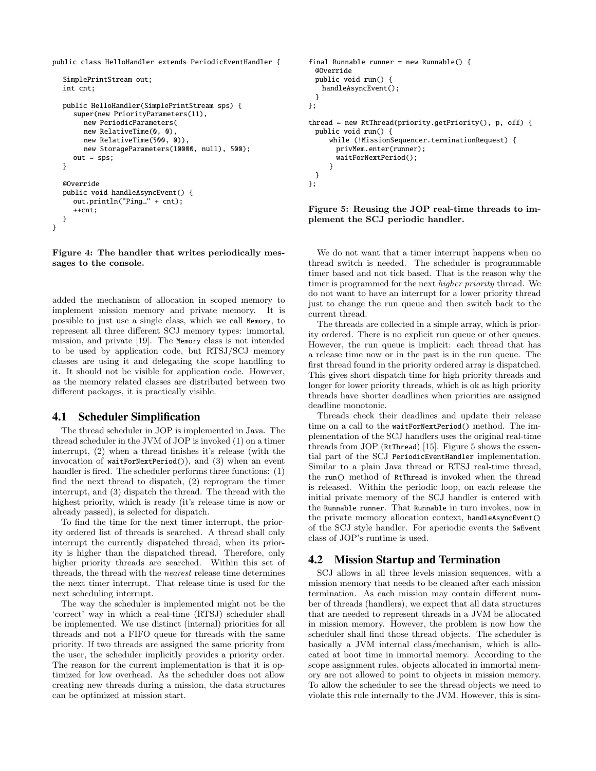```java
public class HelloHandler extends PeriodicEventHandler {

   SimplePrintStream out;
   int cnt;

   public HelloHandler(SimplePrintStream sps) {
      super(new PriorityParameters(11),
         new PeriodicParameters(
         new RelativeTime(0, 0),
         new RelativeTime(500, 0)),
         new StorageParameters(10000, null), 500);
      out = sps;
   }

   @Override
   public void handleAsyncEvent() {
      out.println("Ping " + cnt);
      ++cnt;
   }
}
```

**Figure 4: The handler that writes periodically messages to the console.**

added the mechanism of allocation in scoped memory to implement mission memory and private memory. It is possible to just use a single class, which we call `Memory`, to represent all three different SCJ memory types: immortal, mission, and private [19]. The `Memory` class is not intended to be used by application code, but RTSJ/SCJ memory classes are using it and delegating the scope handling to it. It should not be visible for application code. However, as the memory related classes are distributed between two different packages, it is practically visible.

## 4.1 Scheduler Simplification

The thread scheduler in JOP is implemented in Java. The thread scheduler in the JVM of JOP is invoked (1) on a timer interrupt, (2) when a thread finishes it's release (with the invocation of `waitForNextPeriod()`), and (3) when an event handler is fired. The scheduler performs three functions: (1) find the next thread to dispatch, (2) reprogram the timer interrupt, and (3) dispatch the thread. The thread with the highest priority, which is ready (it's release time is now or already passed), is selected for dispatch.

To find the time for the next timer interrupt, the priority ordered list of threads is searched. A thread shall only interrupt the currently dispatched thread, when its priority is higher than the dispatched thread. Therefore, only higher priority threads are searched. Within this set of threads, the thread with the *nearest* release time determines the next timer interrupt. That release time is used for the next scheduling interrupt.

The way the scheduler is implemented might not be the 'correct' way in which a real-time (RTSJ) scheduler shall be implemented. We use distinct (internal) priorities for all threads and not a FIFO queue for threads with the same priority. If two threads are assigned the same priority from the user, the scheduler implicitly provides a priority order. The reason for the current implementation is that it is optimized for low overhead. As the scheduler does not allow creating new threads during a mission, the data structures can be optimized at mission start.

```java
final Runnable runner = new Runnable() {
  @Override
  public void run() {
   handleAsyncEvent();
  }
};

thread = new RtThread(priority.getPriority(), p, off) {
  public void run() {
     while (!MissionSequencer.terminationRequest) {
       privMem.enter(runner);
       waitForNextPeriod();
     }
  }
};
```

**Figure 5: Reusing the JOP real-time threads to implement the SCJ periodic handler.**

We do not want that a timer interrupt happens when no thread switch is needed. The scheduler is programmable timer based and not tick based. That is the reason why the timer is programmed for the next *higher priority* thread. We do not want to have an interrupt for a lower priority thread just to change the run queue and then switch back to the current thread.

The threads are collected in a simple array, which is priority ordered. There is no explicit run queue or other queues. However, the run queue is implicit: each thread that has a release time now or in the past is in the run queue. The first thread found in the priority ordered array is dispatched. This gives short dispatch time for high priority threads and longer for lower priority threads, which is ok as high priority threads have shorter deadlines when priorities are assigned deadline monotonic.

Threads check their deadlines and update their release time on a call to the `waitForNextPeriod()` method. The implementation of the SCJ handlers uses the original real-time threads from JOP (`RtThread`) [15]. Figure 5 shows the essential part of the SCJ `PeriodicEventHandler` implementation. Similar to a plain Java thread or RTSJ real-time thread, the `run()` method of `RtThread` is invoked when the thread is released. Within the periodic loop, on each release the initial private memory of the SCJ handler is entered with the `Runnable runner`. That `Runnable` in turn invokes, now in the private memory allocation context, `handleAsyncEvent()` of the SCJ style handler. For aperiodic events the `SwEvent` class of JOP's runtime is used.

## 4.2 Mission Startup and Termination

SCJ allows in all three levels mission sequences, with a mission memory that needs to be cleaned after each mission termination. As each mission may contain different number of threads (handlers), we expect that all data structures that are needed to represent threads in a JVM be allocated in mission memory. However, the problem is now how the scheduler shall find those thread objects. The scheduler is basically a JVM internal class/mechanism, which is allocated at boot time in immortal memory. According to the scope assignment rules, objects allocated in immortal memory are not allowed to point to objects in mission memory. To allow the scheduler to see the thread objects we need to violate this rule internally to the JVM. However, this is sim-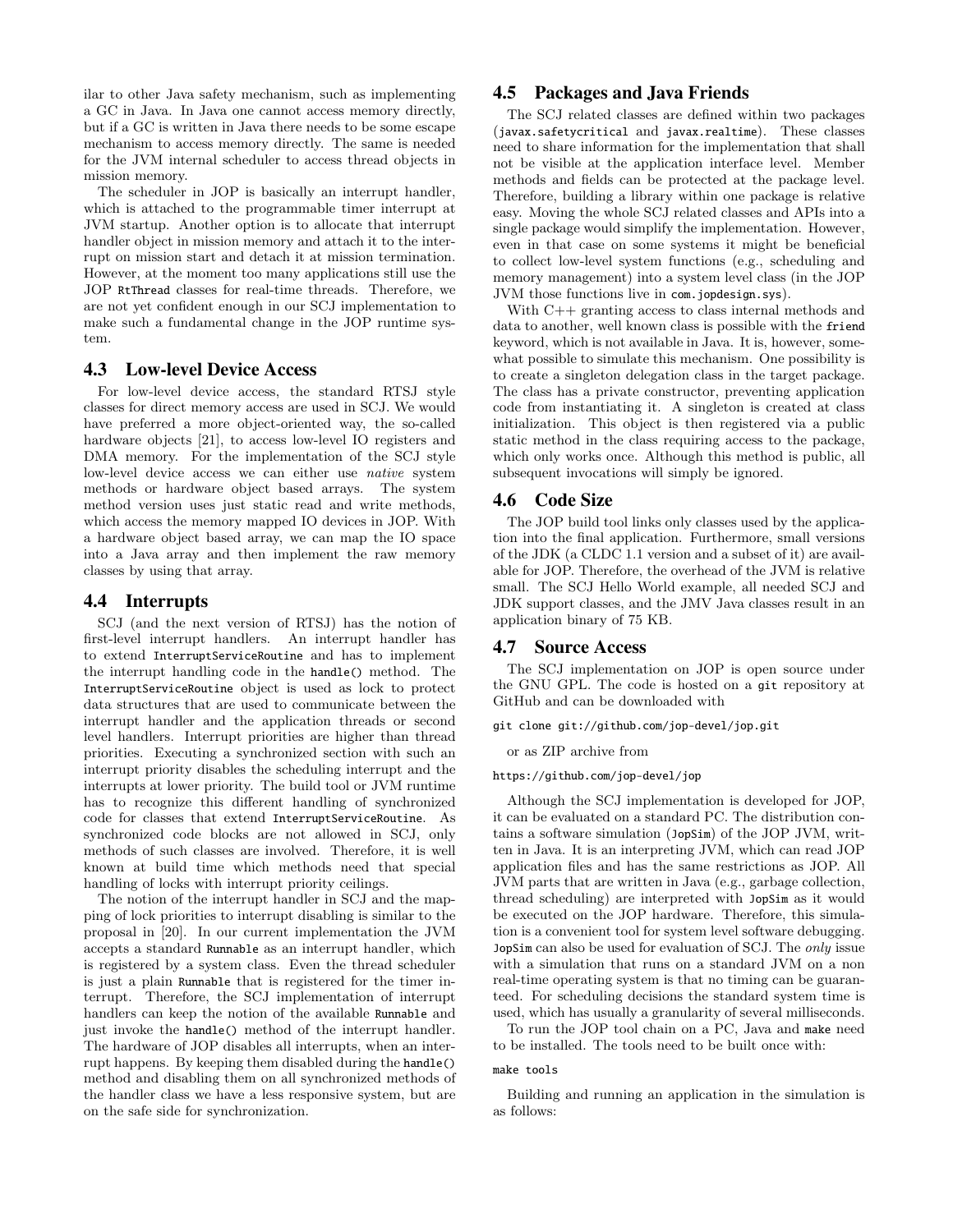ilar to other Java safety mechanism, such as implementing a GC in Java. In Java one cannot access memory directly, but if a GC is written in Java there needs to be some escape mechanism to access memory directly. The same is needed for the JVM internal scheduler to access thread objects in mission memory.

The scheduler in JOP is basically an interrupt handler, which is attached to the programmable timer interrupt at JVM startup. Another option is to allocate that interrupt handler object in mission memory and attach it to the interrupt on mission start and detach it at mission termination. However, at the moment too many applications still use the JOP `RtThread` classes for real-time threads. Therefore, we are not yet confident enough in our SCJ implementation to make such a fundamental change in the JOP runtime system.

### 4.3 Low-level Device Access

For low-level device access, the standard RTSJ style classes for direct memory access are used in SCJ. We would have preferred a more object-oriented way, the so-called hardware objects [21], to access low-level IO registers and DMA memory. For the implementation of the SCJ style low-level device access we can either use *native* system methods or hardware object based arrays. The system method version uses just static read and write methods, which access the memory mapped IO devices in JOP. With a hardware object based array, we can map the IO space into a Java array and then implement the raw memory classes by using that array.

### 4.4 Interrupts

SCJ (and the next version of RTSJ) has the notion of first-level interrupt handlers. An interrupt handler has to extend `InterruptServiceRoutine` and has to implement the interrupt handling code in the `handle()` method. The `InterruptServiceRoutine` object is used as lock to protect data structures that are used to communicate between the interrupt handler and the application threads or second level handlers. Interrupt priorities are higher than thread priorities. Executing a synchronized section with such an interrupt priority disables the scheduling interrupt and the interrupts at lower priority. The build tool or JVM runtime has to recognize this different handling of synchronized code for classes that extend `InterruptServiceRoutine`. As synchronized code blocks are not allowed in SCJ, only methods of such classes are involved. Therefore, it is well known at build time which methods need that special handling of locks with interrupt priority ceilings.

The notion of the interrupt handler in SCJ and the mapping of lock priorities to interrupt disabling is similar to the proposal in [20]. In our current implementation the JVM accepts a standard `Runnable` as an interrupt handler, which is registered by a system class. Even the thread scheduler is just a plain `Runnable` that is registered for the timer interrupt. Therefore, the SCJ implementation of interrupt handlers can keep the notion of the available `Runnable` and just invoke the `handle()` method of the interrupt handler. The hardware of JOP disables all interrupts, when an interrupt happens. By keeping them disabled during the `handle()` method and disabling them on all synchronized methods of the handler class we have a less responsive system, but are on the safe side for synchronization.

### 4.5 Packages and Java Friends

The SCJ related classes are defined within two packages (`javax.safetycritical` and `javax.realtime`). These classes need to share information for the implementation that shall not be visible at the application interface level. Member methods and fields can be protected at the package level. Therefore, building a library within one package is relative easy. Moving the whole SCJ related classes and APIs into a single package would simplify the implementation. However, even in that case on some systems it might be beneficial to collect low-level system functions (e.g., scheduling and memory management) into a system level class (in the JOP JVM those functions live in `com.jopdesign.sys`).

With C++ granting access to class internal methods and data to another, well known class is possible with the `friend` keyword, which is not available in Java. It is, however, somewhat possible to simulate this mechanism. One possibility is to create a singleton delegation class in the target package. The class has a private constructor, preventing application code from instantiating it. A singleton is created at class initialization. This object is then registered via a public static method in the class requiring access to the package, which only works once. Although this method is public, all subsequent invocations will simply be ignored.

### 4.6 Code Size

The JOP build tool links only classes used by the application into the final application. Furthermore, small versions of the JDK (a CLDC 1.1 version and a subset of it) are available for JOP. Therefore, the overhead of the JVM is relative small. The SCJ Hello World example, all needed SCJ and JDK support classes, and the JMV Java classes result in an application binary of 75 KB.

### 4.7 Source Access

The SCJ implementation on JOP is open source under the GNU GPL. The code is hosted on a `git` repository at GitHub and can be downloaded with

```
git clone git://github.com/jop-devel/jop.git
```

or as ZIP archive from

```
https://github.com/jop-devel/jop
```

Although the SCJ implementation is developed for JOP, it can be evaluated on a standard PC. The distribution contains a software simulation (`JopSim`) of the JOP JVM, written in Java. It is an interpreting JVM, which can read JOP application files and has the same restrictions as JOP. All JVM parts that are written in Java (e.g., garbage collection, thread scheduling) are interpreted with `JopSim` as it would be executed on the JOP hardware. Therefore, this simulation is a convenient tool for system level software debugging. `JopSim` can also be used for evaluation of SCJ. The *only* issue with a simulation that runs on a standard JVM on a non real-time operating system is that no timing can be guaranteed. For scheduling decisions the standard system time is used, which has usually a granularity of several milliseconds.

To run the JOP tool chain on a PC, Java and `make` need to be installed. The tools need to be built once with:

```
make tools
```

Building and running an application in the simulation is as follows: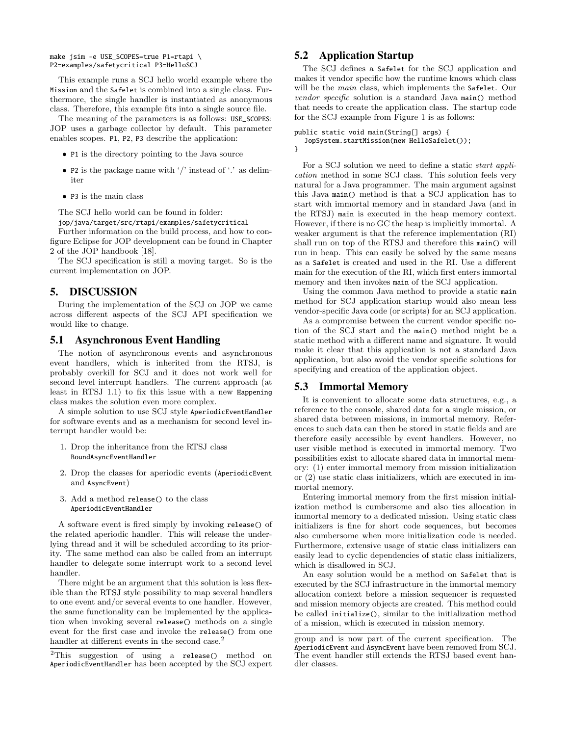```
make jsim -e USE_SCOPES=true P1=rtapi \
P2=examples/safetycritical P3=HelloSCJ
```

This example runs a SCJ hello world example where the Mission and the Safelet is combined into a single class. Furthermore, the single handler is instantiated as anonymous class. Therefore, this example fits into a single source file.

The meaning of the parameters is as follows: USE_SCOPES: JOP uses a garbage collector by default. This parameter enables scopes. P1, P2, P3 describe the application:

- P1 is the directory pointing to the Java source
- P2 is the package name with '/' instead of '.' as delimiter
- P3 is the main class

The SCJ hello world can be found in folder: jop/java/target/src/rtapi/examples/safetycritical

Further information on the build process, and how to configure Eclipse for JOP development can be found in Chapter 2 of the JOP handbook [18].

The SCJ specification is still a moving target. So is the current implementation on JOP.

## 5. DISCUSSION

During the implementation of the SCJ on JOP we came across different aspects of the SCJ API specification we would like to change.

### 5.1 Asynchronous Event Handling

The notion of asynchronous events and asynchronous event handlers, which is inherited from the RTSJ, is probably overkill for SCJ and it does not work well for second level interrupt handlers. The current approach (at least in RTSJ 1.1) to fix this issue with a new Happening class makes the solution even more complex.

A simple solution to use SCJ style AperiodicEventHandler for software events and as a mechanism for second level interrupt handler would be:

1. Drop the inheritance from the RTSJ class BoundAsyncEventHandler
2. Drop the classes for aperiodic events (AperiodicEvent and AsyncEvent)
3. Add a method release() to the class AperiodicEventHandler

A software event is fired simply by invoking release() of the related aperiodic handler. This will release the underlying thread and it will be scheduled according to its priority. The same method can also be called from an interrupt handler to delegate some interrupt work to a second level handler.

There might be an argument that this solution is less flexible than the RTSJ style possibility to map several handlers to one event and/or several events to one handler. However, the same functionality can be implemented by the application when invoking several release() methods on a single event for the first case and invoke the release() from one handler at different events in the second case.[2]

### 5.2 Application Startup

The SCJ defines a Safelet for the SCJ application and makes it vendor specific how the runtime knows which class will be the *main* class, which implements the Safelet. Our *vendor specific* solution is a standard Java main() method that needs to create the application class. The startup code for the SCJ example from Figure 1 is as follows:

```
public static void main(String[] args) {
  JopSystem.startMission(new HelloSafelet());
}
```

For a SCJ solution we need to define a static *start application* method in some SCJ class. This solution feels very natural for a Java programmer. The main argument against this Java main() method is that a SCJ application has to start with immortal memory and in standard Java (and in the RTSJ) main is executed in the heap memory context. However, if there is no GC the heap is implicitly immortal. A weaker argument is that the reference implementation (RI) shall run on top of the RTSJ and therefore this main() will run in heap. This can easily be solved by the same means as a Safelet is created and used in the RI. Use a different main for the execution of the RI, which first enters immortal memory and then invokes main of the SCJ application.

Using the common Java method to provide a static main method for SCJ application startup would also mean less vendor-specific Java code (or scripts) for an SCJ application.

As a compromise between the current vendor specific notion of the SCJ start and the main() method might be a static method with a different name and signature. It would make it clear that this application is not a standard Java application, but also avoid the vendor specific solutions for specifying and creation of the application object.

### 5.3 Immortal Memory

It is convenient to allocate some data structures, e.g., a reference to the console, shared data for a single mission, or shared data between missions, in immortal memory. References to such data can then be stored in static fields and are therefore easily accessible by event handlers. However, no user visible method is executed in immortal memory. Two possibilities exist to allocate shared data in immortal memory: (1) enter immortal memory from mission initialization or (2) use static class initializers, which are executed in immortal memory.

Entering immortal memory from the first mission initialization method is cumbersome and also ties allocation in immortal memory to a dedicated mission. Using static class initializers is fine for short code sequences, but becomes also cumbersome when more initialization code is needed. Furthermore, extensive usage of static class initializers can easily lead to cyclic dependencies of static class initializers, which is disallowed in SCJ.

An easy solution would be a method on Safelet that is executed by the SCJ infrastructure in the immortal memory allocation context before a mission sequencer is requested and mission memory objects are created. This method could be called initialize(), similar to the initialization method of a mission, which is executed in mission memory.

[2] This suggestion of using a release() method on AperiodicEventHandler has been accepted by the SCJ expert group and is now part of the current specification. The AperiodicEvent and AsyncEvent have been removed from SCJ. The event handler still extends the RTSJ based event handler classes.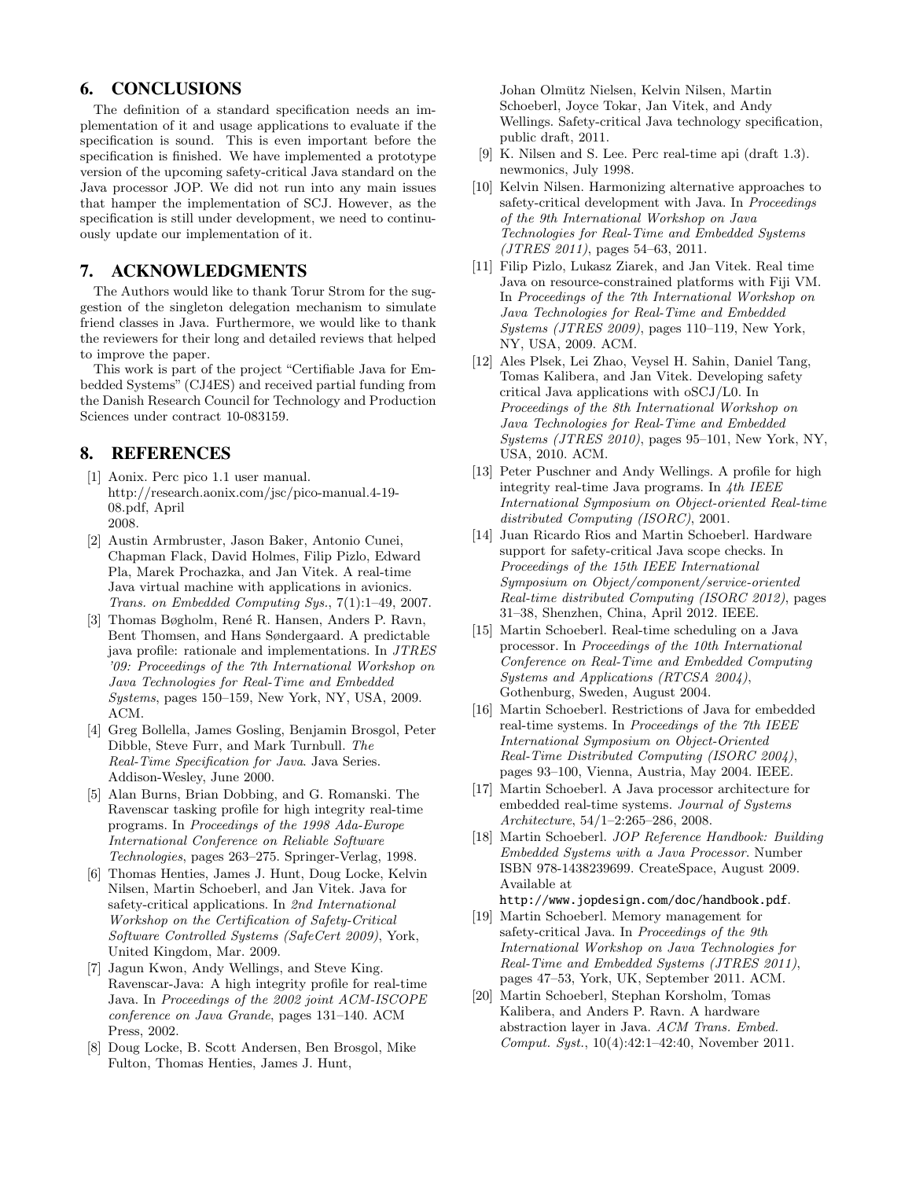## 6. CONCLUSIONS

The definition of a standard specification needs an implementation of it and usage applications to evaluate if the specification is sound. This is even important before the specification is finished. We have implemented a prototype version of the upcoming safety-critical Java standard on the Java processor JOP. We did not run into any main issues that hamper the implementation of SCJ. However, as the specification is still under development, we need to continuously update our implementation of it.

## 7. ACKNOWLEDGMENTS

The Authors would like to thank Torur Strom for the suggestion of the singleton delegation mechanism to simulate friend classes in Java. Furthermore, we would like to thank the reviewers for their long and detailed reviews that helped to improve the paper.

This work is part of the project "Certifiable Java for Embedded Systems" (CJ4ES) and received partial funding from the Danish Research Council for Technology and Production Sciences under contract 10-083159.

## 8. REFERENCES

[1] Aonix. Perc pico 1.1 user manual. http://research.aonix.com/jsc/pico-manual.4-19-08.pdf, April 2008.

[2] Austin Armbruster, Jason Baker, Antonio Cunei, Chapman Flack, David Holmes, Filip Pizlo, Edward Pla, Marek Prochazka, and Jan Vitek. A real-time Java virtual machine with applications in avionics. *Trans. on Embedded Computing Sys.*, 7(1):1–49, 2007.

[3] Thomas Bøgholm, René R. Hansen, Anders P. Ravn, Bent Thomsen, and Hans Søndergaard. A predictable java profile: rationale and implementations. In *JTRES '09: Proceedings of the 7th International Workshop on Java Technologies for Real-Time and Embedded Systems*, pages 150–159, New York, NY, USA, 2009. ACM.

[4] Greg Bollella, James Gosling, Benjamin Brosgol, Peter Dibble, Steve Furr, and Mark Turnbull. *The Real-Time Specification for Java*. Java Series. Addison-Wesley, June 2000.

[5] Alan Burns, Brian Dobbing, and G. Romanski. The Ravenscar tasking profile for high integrity real-time programs. In *Proceedings of the 1998 Ada-Europe International Conference on Reliable Software Technologies*, pages 263–275. Springer-Verlag, 1998.

[6] Thomas Henties, James J. Hunt, Doug Locke, Kelvin Nilsen, Martin Schoeberl, and Jan Vitek. Java for safety-critical applications. In *2nd International Workshop on the Certification of Safety-Critical Software Controlled Systems (SafeCert 2009)*, York, United Kingdom, Mar. 2009.

[7] Jagun Kwon, Andy Wellings, and Steve King. Ravenscar-Java: A high integrity profile for real-time Java. In *Proceedings of the 2002 joint ACM-ISCOPE conference on Java Grande*, pages 131–140. ACM Press, 2002.

[8] Doug Locke, B. Scott Andersen, Ben Brosgol, Mike Fulton, Thomas Henties, James J. Hunt, Johan Olmütz Nielsen, Kelvin Nilsen, Martin Schoeberl, Joyce Tokar, Jan Vitek, and Andy Wellings. Safety-critical Java technology specification, public draft, 2011.

[9] K. Nilsen and S. Lee. Perc real-time api (draft 1.3). newmonics, July 1998.

[10] Kelvin Nilsen. Harmonizing alternative approaches to safety-critical development with Java. In *Proceedings of the 9th International Workshop on Java Technologies for Real-Time and Embedded Systems (JTRES 2011)*, pages 54–63, 2011.

[11] Filip Pizlo, Lukasz Ziarek, and Jan Vitek. Real time Java on resource-constrained platforms with Fiji VM. In *Proceedings of the 7th International Workshop on Java Technologies for Real-Time and Embedded Systems (JTRES 2009)*, pages 110–119, New York, NY, USA, 2009. ACM.

[12] Ales Plsek, Lei Zhao, Veysel H. Sahin, Daniel Tang, Tomas Kalibera, and Jan Vitek. Developing safety critical Java applications with oSCJ/L0. In *Proceedings of the 8th International Workshop on Java Technologies for Real-Time and Embedded Systems (JTRES 2010)*, pages 95–101, New York, NY, USA, 2010. ACM.

[13] Peter Puschner and Andy Wellings. A profile for high integrity real-time Java programs. In *4th IEEE International Symposium on Object-oriented Real-time distributed Computing (ISORC)*, 2001.

[14] Juan Ricardo Rios and Martin Schoeberl. Hardware support for safety-critical Java scope checks. In *Proceedings of the 15th IEEE International Symposium on Object/component/service-oriented Real-time distributed Computing (ISORC 2012)*, pages 31–38, Shenzhen, China, April 2012. IEEE.

[15] Martin Schoeberl. Real-time scheduling on a Java processor. In *Proceedings of the 10th International Conference on Real-Time and Embedded Computing Systems and Applications (RTCSA 2004)*, Gothenburg, Sweden, August 2004.

[16] Martin Schoeberl. Restrictions of Java for embedded real-time systems. In *Proceedings of the 7th IEEE International Symposium on Object-Oriented Real-Time Distributed Computing (ISORC 2004)*, pages 93–100, Vienna, Austria, May 2004. IEEE.

[17] Martin Schoeberl. A Java processor architecture for embedded real-time systems. *Journal of Systems Architecture*, 54/1–2:265–286, 2008.

[18] Martin Schoeberl. *JOP Reference Handbook: Building Embedded Systems with a Java Processor*. Number ISBN 978-1438239699. CreateSpace, August 2009. Available at `http://www.jopdesign.com/doc/handbook.pdf`.

[19] Martin Schoeberl. Memory management for safety-critical Java. In *Proceedings of the 9th International Workshop on Java Technologies for Real-Time and Embedded Systems (JTRES 2011)*, pages 47–53, York, UK, September 2011. ACM.

[20] Martin Schoeberl, Stephan Korsholm, Tomas Kalibera, and Anders P. Ravn. A hardware abstraction layer in Java. *ACM Trans. Embed. Comput. Syst.*, 10(4):42:1–42:40, November 2011.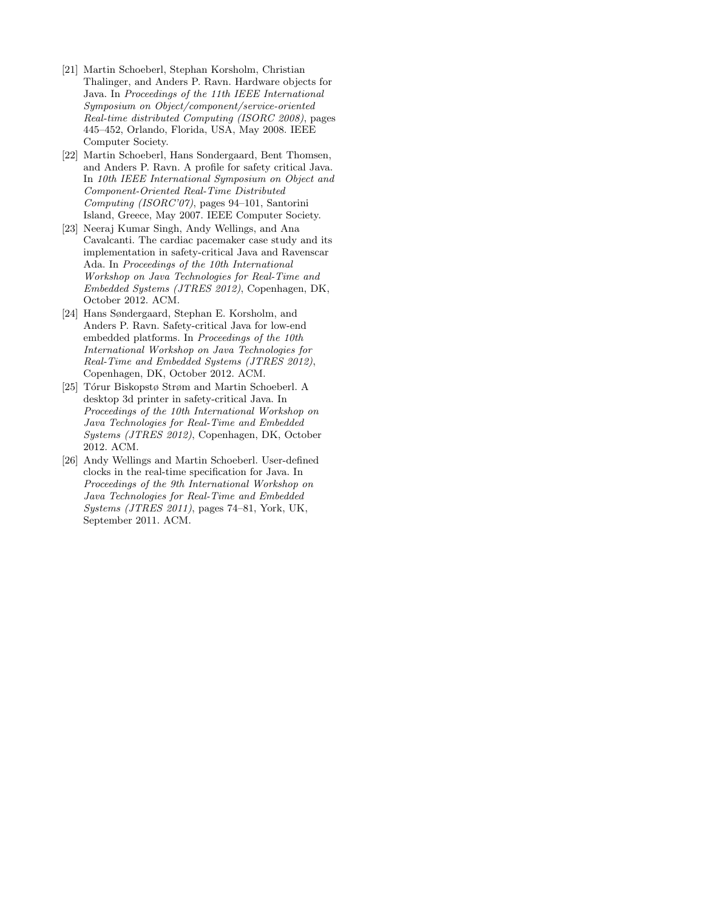[21] Martin Schoeberl, Stephan Korsholm, Christian Thalinger, and Anders P. Ravn. Hardware objects for Java. In *Proceedings of the 11th IEEE International Symposium on Object/component/service-oriented Real-time distributed Computing (ISORC 2008)*, pages 445–452, Orlando, Florida, USA, May 2008. IEEE Computer Society.

[22] Martin Schoeberl, Hans Sondergaard, Bent Thomsen, and Anders P. Ravn. A profile for safety critical Java. In *10th IEEE International Symposium on Object and Component-Oriented Real-Time Distributed Computing (ISORC'07)*, pages 94–101, Santorini Island, Greece, May 2007. IEEE Computer Society.

[23] Neeraj Kumar Singh, Andy Wellings, and Ana Cavalcanti. The cardiac pacemaker case study and its implementation in safety-critical Java and Ravenscar Ada. In *Proceedings of the 10th International Workshop on Java Technologies for Real-Time and Embedded Systems (JTRES 2012)*, Copenhagen, DK, October 2012. ACM.

[24] Hans Søndergaard, Stephan E. Korsholm, and Anders P. Ravn. Safety-critical Java for low-end embedded platforms. In *Proceedings of the 10th International Workshop on Java Technologies for Real-Time and Embedded Systems (JTRES 2012)*, Copenhagen, DK, October 2012. ACM.

[25] Tórur Biskopstø Strøm and Martin Schoeberl. A desktop 3d printer in safety-critical Java. In *Proceedings of the 10th International Workshop on Java Technologies for Real-Time and Embedded Systems (JTRES 2012)*, Copenhagen, DK, October 2012. ACM.

[26] Andy Wellings and Martin Schoeberl. User-defined clocks in the real-time specification for Java. In *Proceedings of the 9th International Workshop on Java Technologies for Real-Time and Embedded Systems (JTRES 2011)*, pages 74–81, York, UK, September 2011. ACM.